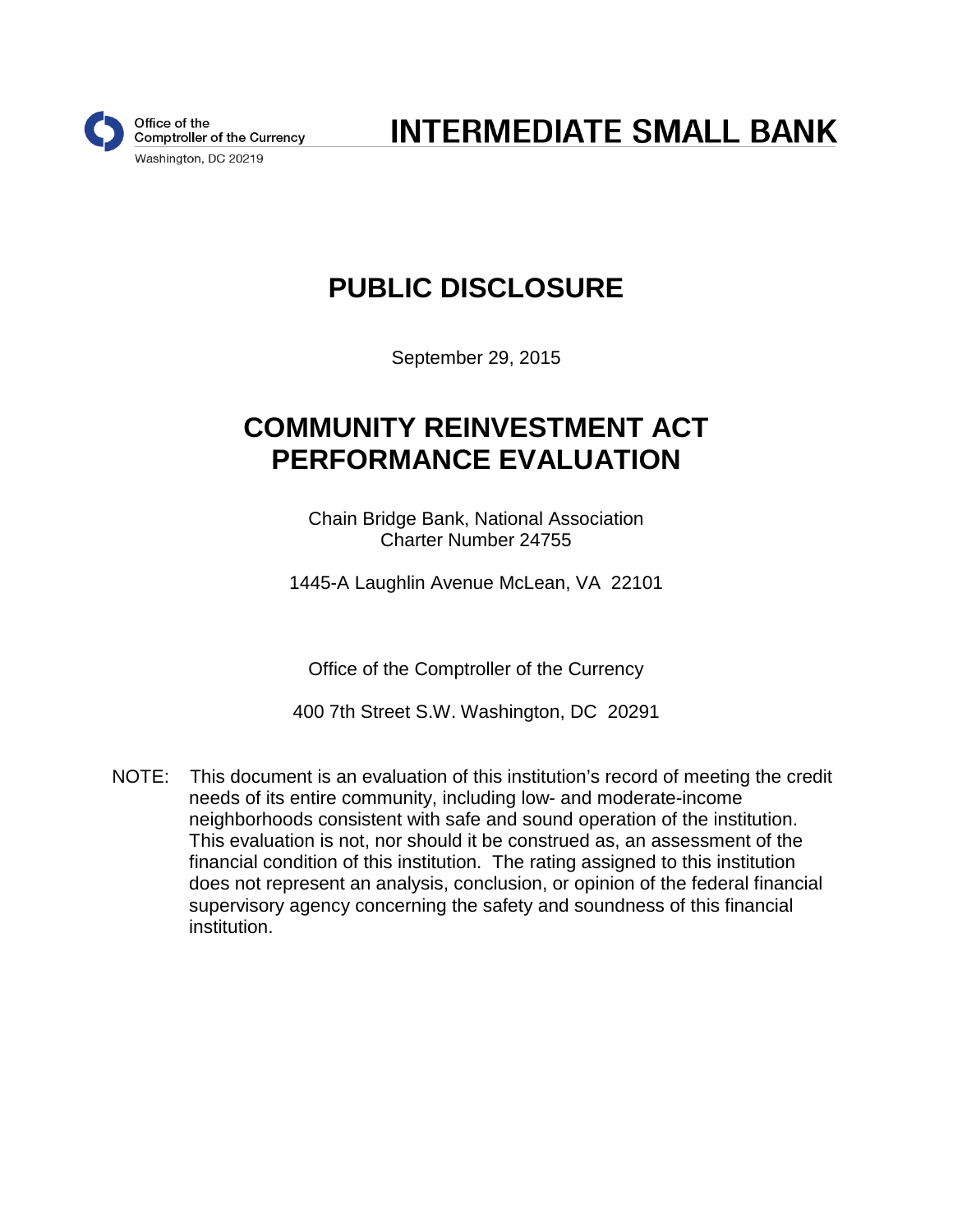Office of the
Comptroller of the Currency
Washington, DC 20219

# INTERMEDIATE SMALL BANK

# PUBLIC DISCLOSURE

September 29, 2015

# COMMUNITY REINVESTMENT ACT PERFORMANCE EVALUATION

Chain Bridge Bank, National Association
Charter Number 24755

1445-A Laughlin Avenue McLean, VA 22101

Office of the Comptroller of the Currency

400 7th Street S.W. Washington, DC 20291

NOTE: This document is an evaluation of this institution's record of meeting the credit needs of its entire community, including low- and moderate-income neighborhoods consistent with safe and sound operation of the institution. This evaluation is not, nor should it be construed as, an assessment of the financial condition of this institution. The rating assigned to this institution does not represent an analysis, conclusion, or opinion of the federal financial supervisory agency concerning the safety and soundness of this financial institution.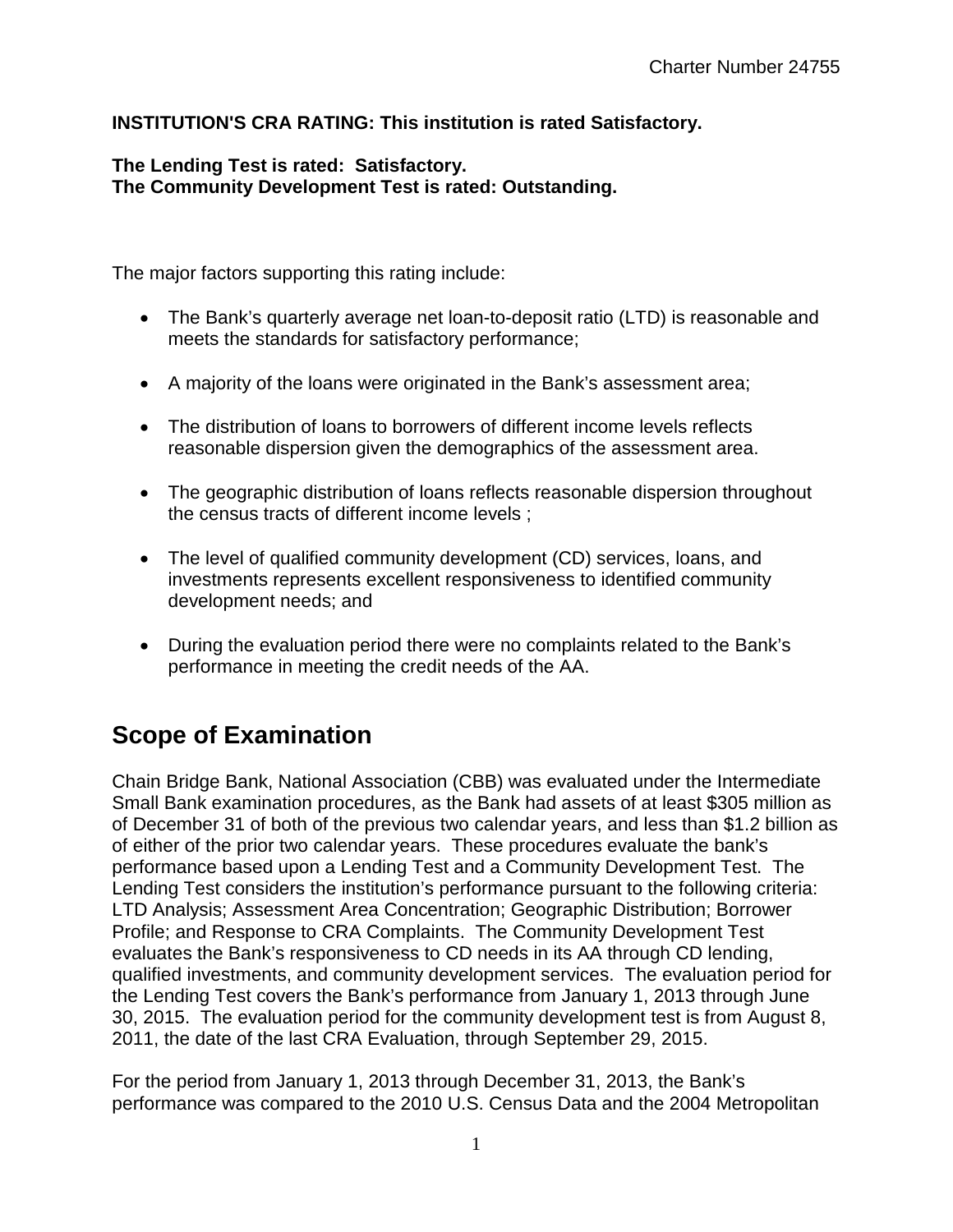**INSTITUTION'S CRA RATING: This institution is rated Satisfactory.**

**The Lending Test is rated: Satisfactory.**
**The Community Development Test is rated: Outstanding.**

The major factors supporting this rating include:

- The Bank's quarterly average net loan-to-deposit ratio (LTD) is reasonable and meets the standards for satisfactory performance;
- A majority of the loans were originated in the Bank's assessment area;
- The distribution of loans to borrowers of different income levels reflects reasonable dispersion given the demographics of the assessment area.
- The geographic distribution of loans reflects reasonable dispersion throughout the census tracts of different income levels ;
- The level of qualified community development (CD) services, loans, and investments represents excellent responsiveness to identified community development needs; and
- During the evaluation period there were no complaints related to the Bank's performance in meeting the credit needs of the AA.

## Scope of Examination

Chain Bridge Bank, National Association (CBB) was evaluated under the Intermediate Small Bank examination procedures, as the Bank had assets of at least $305 million as of December 31 of both of the previous two calendar years, and less than $1.2 billion as of either of the prior two calendar years. These procedures evaluate the bank's performance based upon a Lending Test and a Community Development Test. The Lending Test considers the institution's performance pursuant to the following criteria: LTD Analysis; Assessment Area Concentration; Geographic Distribution; Borrower Profile; and Response to CRA Complaints. The Community Development Test evaluates the Bank's responsiveness to CD needs in its AA through CD lending, qualified investments, and community development services. The evaluation period for the Lending Test covers the Bank's performance from January 1, 2013 through June 30, 2015. The evaluation period for the community development test is from August 8, 2011, the date of the last CRA Evaluation, through September 29, 2015.

For the period from January 1, 2013 through December 31, 2013, the Bank's performance was compared to the 2010 U.S. Census Data and the 2004 Metropolitan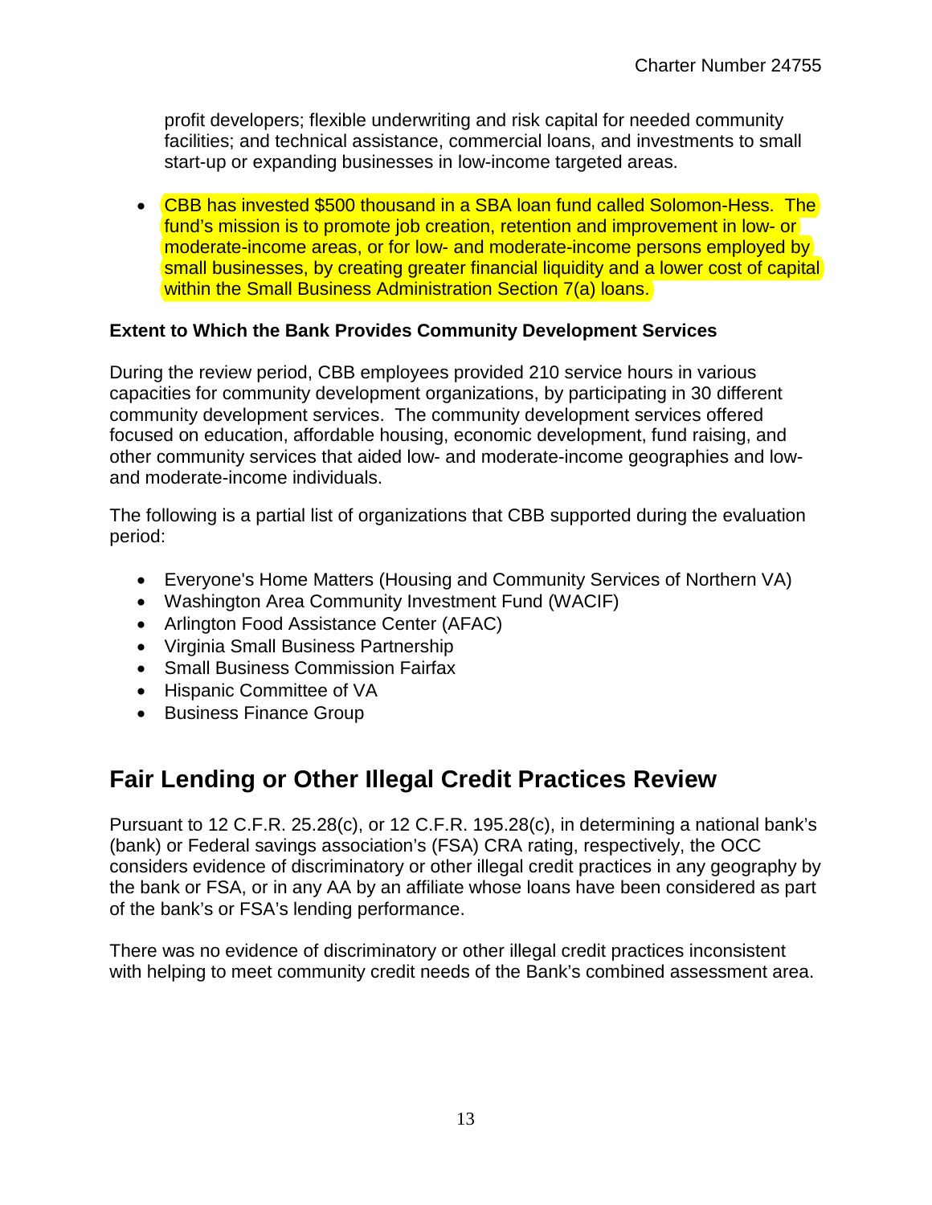profit developers; flexible underwriting and risk capital for needed community facilities; and technical assistance, commercial loans, and investments to small start-up or expanding businesses in low-income targeted areas.

- CBB has invested $500 thousand in a SBA loan fund called Solomon-Hess. The fund's mission is to promote job creation, retention and improvement in low- or moderate-income areas, or for low- and moderate-income persons employed by small businesses, by creating greater financial liquidity and a lower cost of capital within the Small Business Administration Section 7(a) loans.

**Extent to Which the Bank Provides Community Development Services**

During the review period, CBB employees provided 210 service hours in various capacities for community development organizations, by participating in 30 different community development services. The community development services offered focused on education, affordable housing, economic development, fund raising, and other community services that aided low- and moderate-income geographies and low- and moderate-income individuals.

The following is a partial list of organizations that CBB supported during the evaluation period:

- Everyone's Home Matters (Housing and Community Services of Northern VA)
- Washington Area Community Investment Fund (WACIF)
- Arlington Food Assistance Center (AFAC)
- Virginia Small Business Partnership
- Small Business Commission Fairfax
- Hispanic Committee of VA
- Business Finance Group

## Fair Lending or Other Illegal Credit Practices Review

Pursuant to 12 C.F.R. 25.28(c), or 12 C.F.R. 195.28(c), in determining a national bank's (bank) or Federal savings association's (FSA) CRA rating, respectively, the OCC considers evidence of discriminatory or other illegal credit practices in any geography by the bank or FSA, or in any AA by an affiliate whose loans have been considered as part of the bank's or FSA's lending performance.

There was no evidence of discriminatory or other illegal credit practices inconsistent with helping to meet community credit needs of the Bank's combined assessment area.